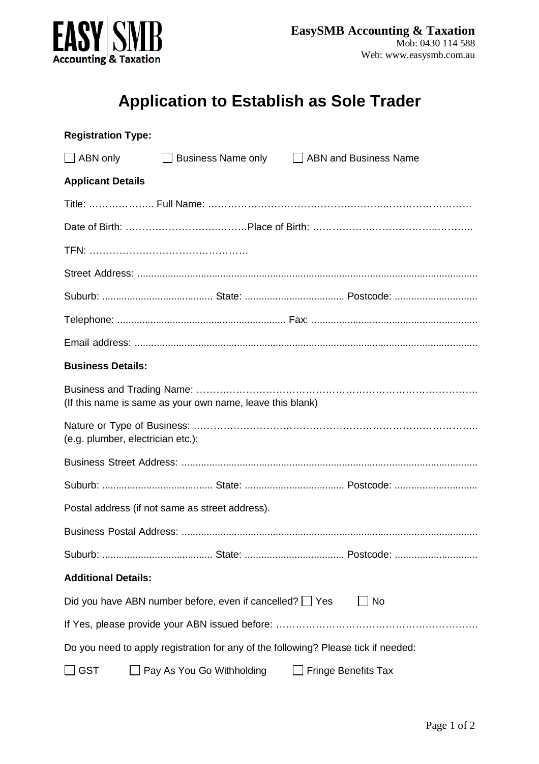**EasySMB Accounting & Taxation**
Mob: 0430 114 588
Web: www.easysmb.com.au

# Application to Establish as Sole Trader

**Registration Type:**

☐ ABN only ☐ Business Name only ☐ ABN and Business Name

**Applicant Details**

Title: ……………….. Full Name: …………………………………………….……………………….

Date of Birth: ……………………….………Place of Birth: ………………………………..………..

TFN: …………………………………………

Street Address: ..........................................................................................................................

Suburb: ....................................... State: ................................... Postcode: .............................

Telephone: ............................................................ Fax: ...........................................................

Email address: ..........................................................................................................................

**Business Details:**

Business and Trading Name: …………………………………………………………………………..
(If this name is same as your own name, leave this blank)

Nature or Type of Business: …………………………………………………………………………..
(e.g. plumber, electrician etc.):

Business Street Address: ..........................................................................................................

Suburb: ....................................... State: ................................... Postcode: .............................

Postal address (if not same as street address).

Business Postal Address: ..........................................................................................................

Suburb: ....................................... State: ................................... Postcode: .............................

**Additional Details:**

Did you have ABN number before, even if cancelled? ☐ Yes ☐ No

If Yes, please provide your ABN issued before: …………………………………………………….

Do you need to apply registration for any of the following? Please tick if needed:

☐ GST ☐ Pay As You Go Withholding ☐ Fringe Benefits Tax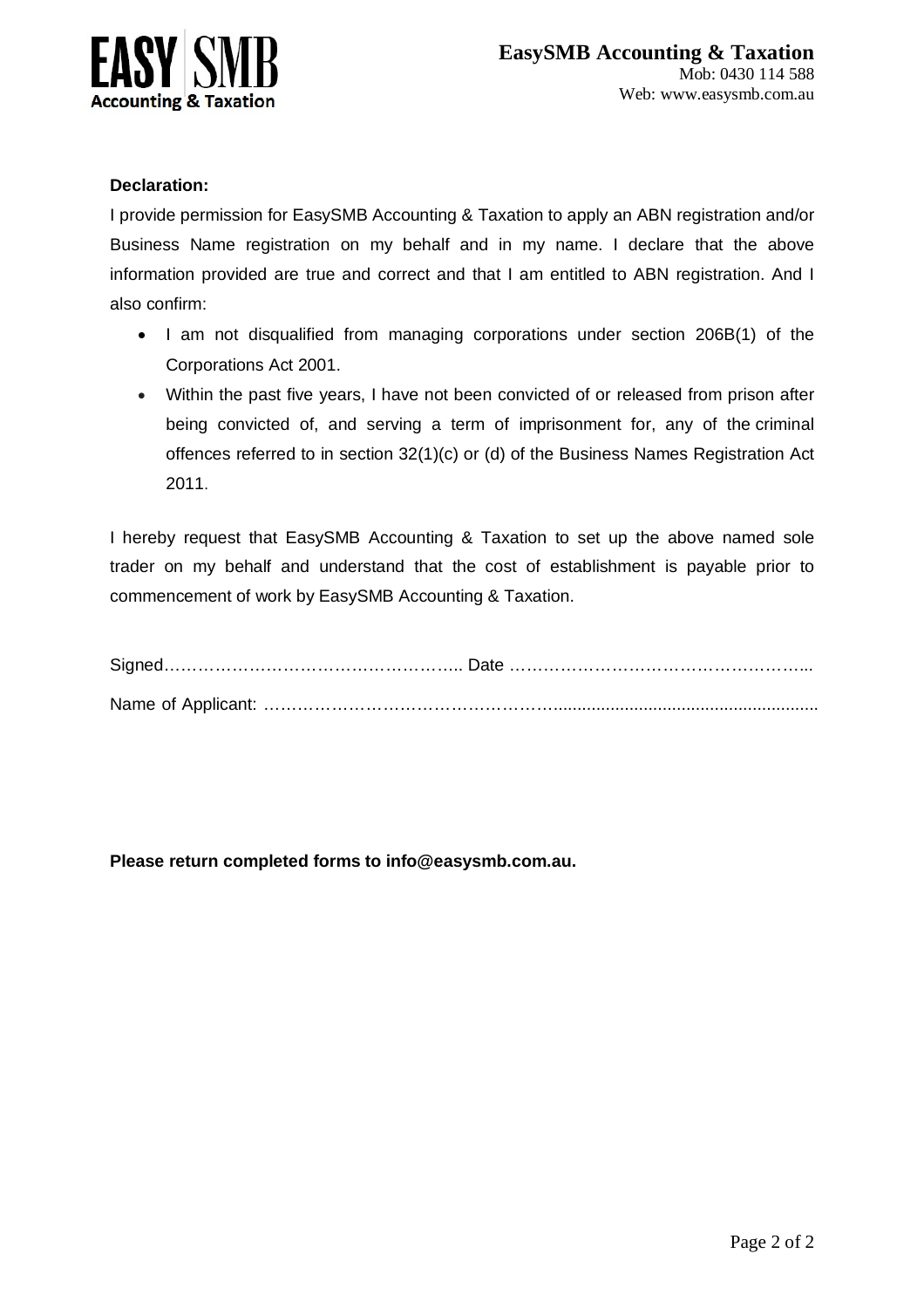**Declaration:**

I provide permission for EasySMB Accounting & Taxation to apply an ABN registration and/or Business Name registration on my behalf and in my name. I declare that the above information provided are true and correct and that I am entitled to ABN registration. And I also confirm:

- I am not disqualified from managing corporations under section 206B(1) of the Corporations Act 2001.
- Within the past five years, I have not been convicted of or released from prison after being convicted of, and serving a term of imprisonment for, any of the criminal offences referred to in section 32(1)(c) or (d) of the Business Names Registration Act 2011.

I hereby request that EasySMB Accounting & Taxation to set up the above named sole trader on my behalf and understand that the cost of establishment is payable prior to commencement of work by EasySMB Accounting & Taxation.

Signed……………………………………………….. Date ……………………………………………...

Name of Applicant: ……………………………………………….......................................................

**Please return completed forms to info@easysmb.com.au.**